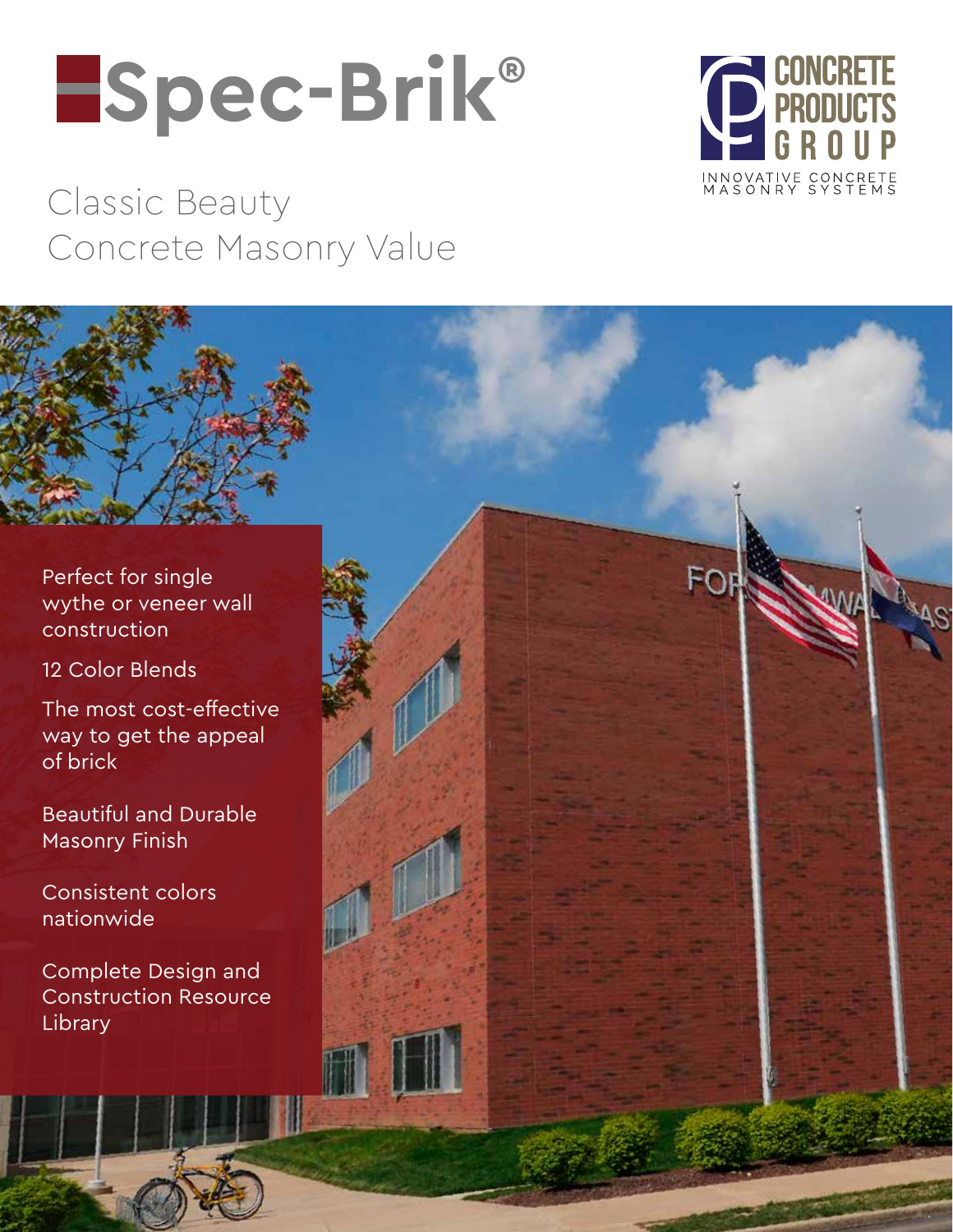# Spec-Brik®

CONCRETE PRODUCTS GROUP

INNOVATIVE CONCRETE MASONRY SYSTEMS

## Classic Beauty
## Concrete Masonry Value

- Perfect for single wythe or veneer wall construction
- 12 Color Blends
- The most cost-effective way to get the appeal of brick
- Beautiful and Durable Masonry Finish
- Consistent colors nationwide
- Complete Design and Construction Resource Library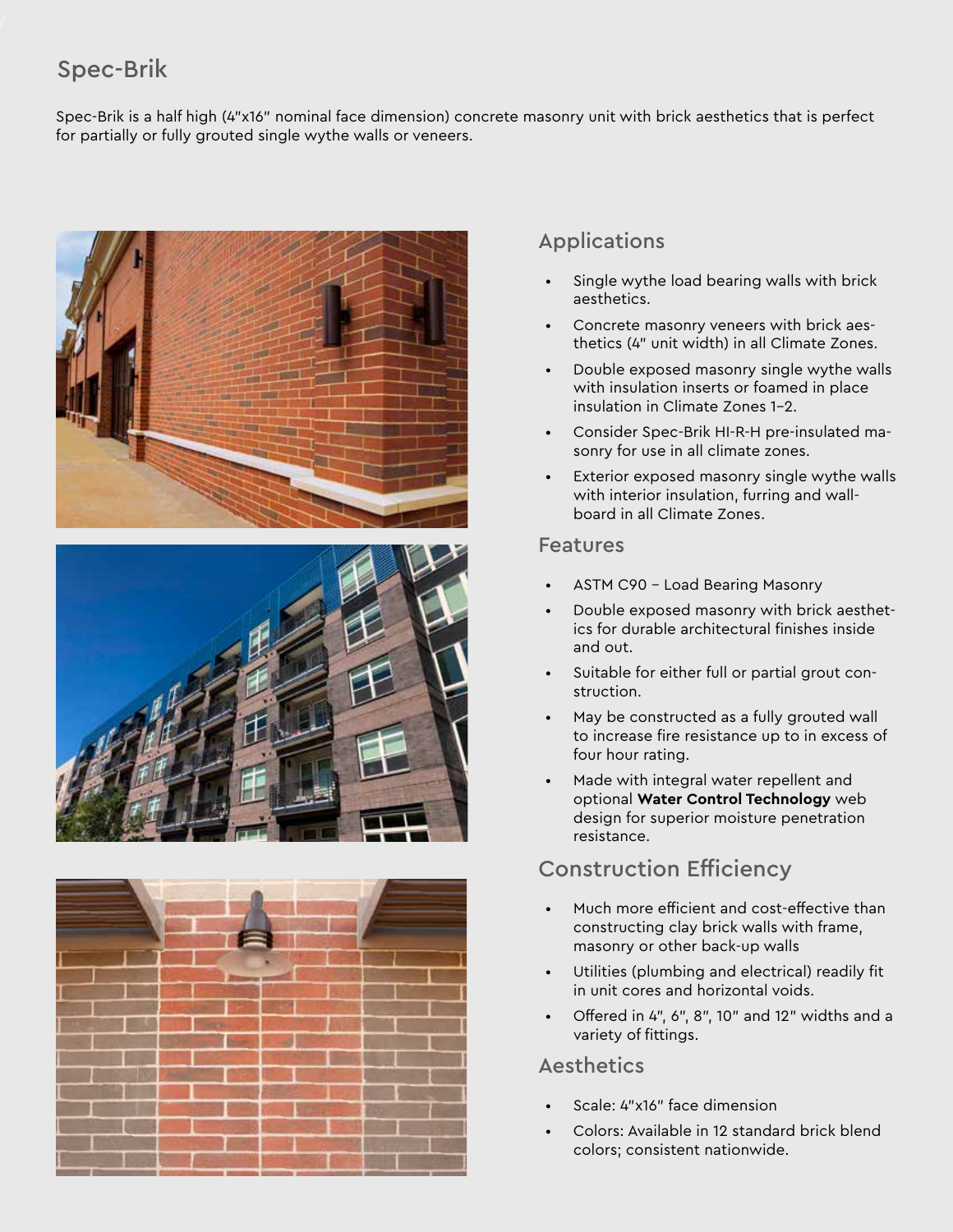## Spec-Brik

Spec-Brik is a half high (4"x16" nominal face dimension) concrete masonry unit with brick aesthetics that is perfect for partially or fully grouted single wythe walls or veneers.

### Applications

- Single wythe load bearing walls with brick aesthetics.
- Concrete masonry veneers with brick aesthetics (4" unit width) in all Climate Zones.
- Double exposed masonry single wythe walls with insulation inserts or foamed in place insulation in Climate Zones 1–2.
- Consider Spec-Brik HI-R-H pre-insulated masonry for use in all climate zones.
- Exterior exposed masonry single wythe walls with interior insulation, furring and wallboard in all Climate Zones.

### Features

- ASTM C90 – Load Bearing Masonry
- Double exposed masonry with brick aesthetics for durable architectural finishes inside and out.
- Suitable for either full or partial grout construction.
- May be constructed as a fully grouted wall to increase fire resistance up to in excess of four hour rating.
- Made with integral water repellent and optional **Water Control Technology** web design for superior moisture penetration resistance.

### Construction Efficiency

- Much more efficient and cost-effective than constructing clay brick walls with frame, masonry or other back-up walls
- Utilities (plumbing and electrical) readily fit in unit cores and horizontal voids.
- Offered in 4", 6", 8", 10" and 12" widths and a variety of fittings.

### Aesthetics

- Scale: 4"x16" face dimension
- Colors: Available in 12 standard brick blend colors; consistent nationwide.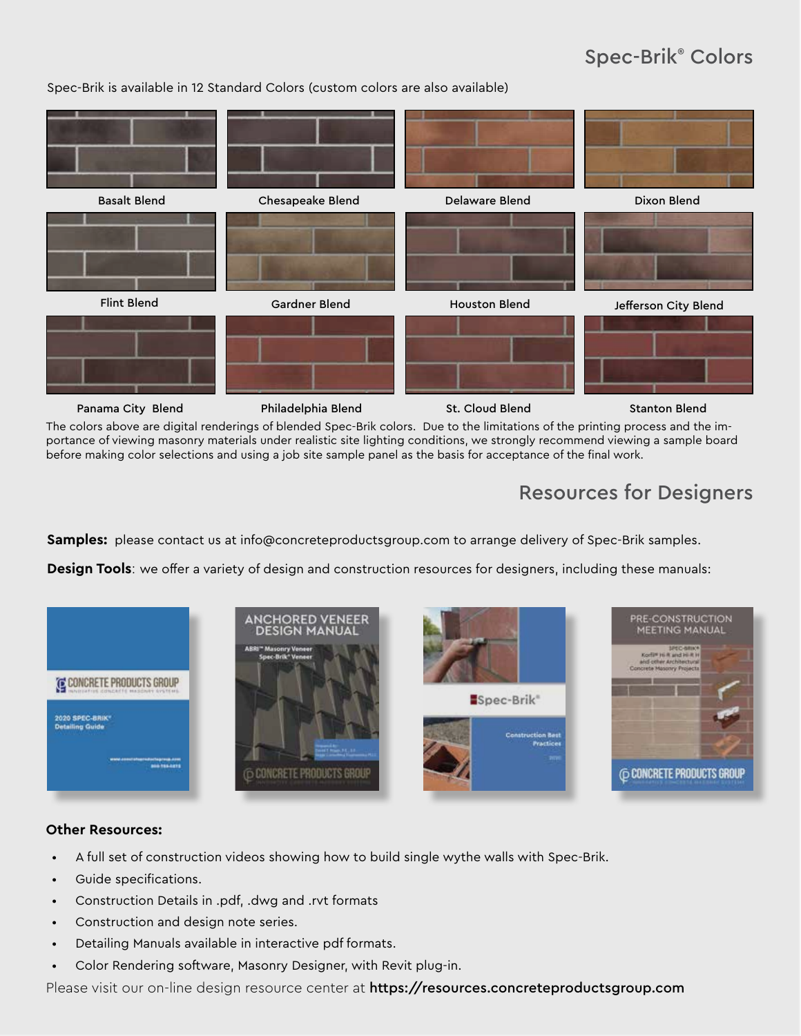## Spec-Brik® Colors

Spec-Brik is available in 12 Standard Colors (custom colors are also available)

Basalt Blend

Chesapeake Blend

Delaware Blend

Dixon Blend

Flint Blend

Gardner Blend

Houston Blend

Jefferson City Blend

Panama City Blend

Philadelphia Blend

St. Cloud Blend

Stanton Blend

The colors above are digital renderings of blended Spec-Brik colors. Due to the limitations of the printing process and the importance of viewing masonry materials under realistic site lighting conditions, we strongly recommend viewing a sample board before making color selections and using a job site sample panel as the basis for acceptance of the final work.

## Resources for Designers

**Samples:** please contact us at info@concreteproductsgroup.com to arrange delivery of Spec-Brik samples.

**Design Tools**: we offer a variety of design and construction resources for designers, including these manuals:

CONCRETE PRODUCTS GROUP — 2020 SPEC-BRIK® Detailing Guide

ANCHORED VENEER DESIGN MANUAL — ABRI™ Masonry Veneer, Spec-Brik® Veneer

Spec-Brik® — Construction Best Practices

PRE-CONSTRUCTION MEETING MANUAL — SPEC-BRIK®, Korfil® Hi-R and Hi-R H and other Architectural Concrete Masonry Projects

### Other Resources:

- A full set of construction videos showing how to build single wythe walls with Spec-Brik.
- Guide specifications.
- Construction Details in .pdf, .dwg and .rvt formats
- Construction and design note series.
- Detailing Manuals available in interactive pdf formats.
- Color Rendering software, Masonry Designer, with Revit plug-in.

Please visit our on-line design resource center at **https://resources.concreteproductsgroup.com**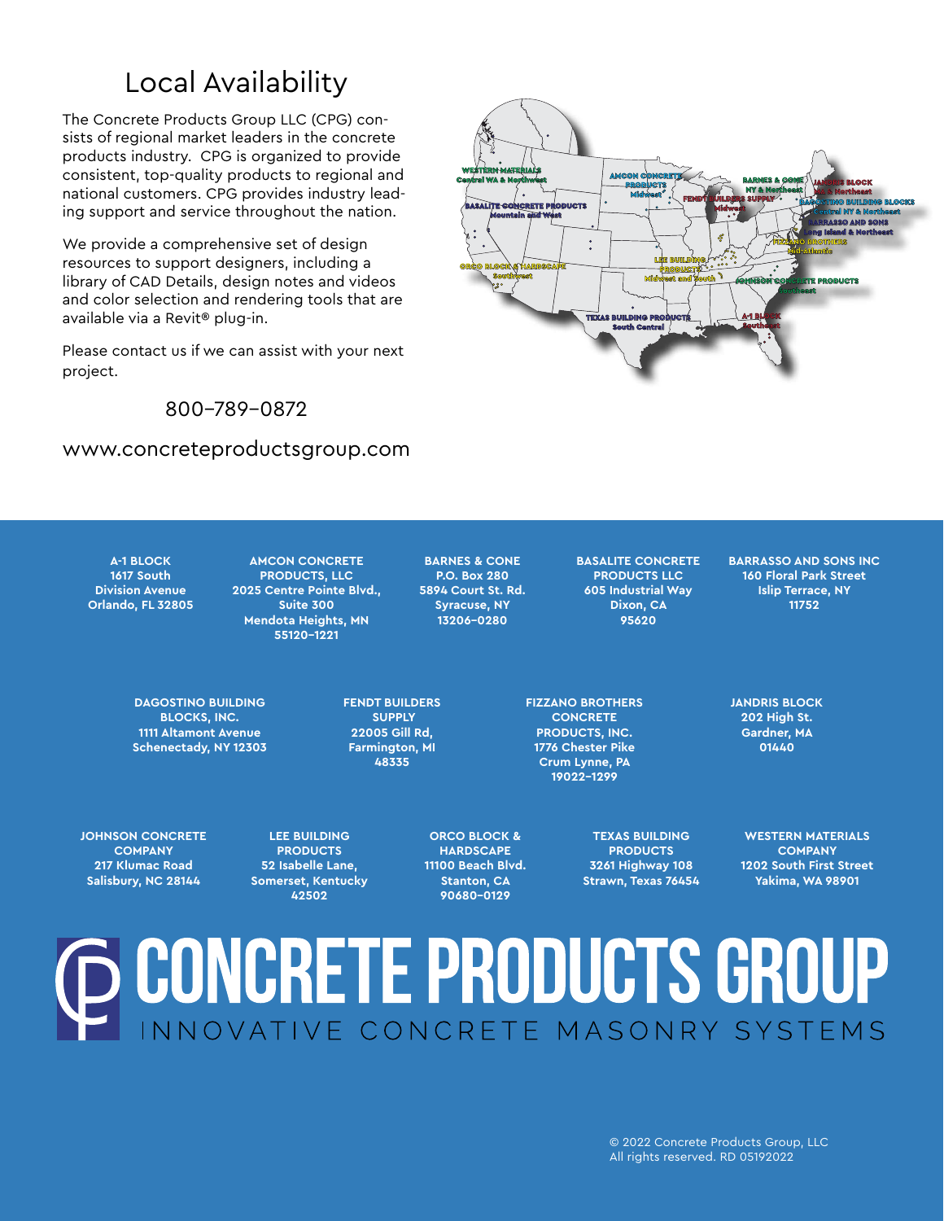# Local Availability

The Concrete Products Group LLC (CPG) consists of regional market leaders in the concrete products industry. CPG is organized to provide consistent, top-quality products to regional and national customers. CPG provides industry leading support and service throughout the nation.

We provide a comprehensive set of design resources to support designers, including a library of CAD Details, design notes and videos and color selection and rendering tools that are available via a Revit® plug-in.

Please contact us if we can assist with your next project.

800-789-0872

www.concreteproductsgroup.com

WESTERN MATERIALS
Central WA & Northwest

BASALITE CONCRETE PRODUCTS
Mountain and West

ORCO BLOCK & HARDSCAPE
Southwest

AMCON CONCRETE PRODUCTS
Midwest

FENDT BUILDERS SUPPLY
Midwest

LEE BUILDING PRODUCTS
Midwest and South

TEXAS BUILDING PRODUCTS
South Central

BARNES & CONE
NY & Northeast

JANDRIS BLOCK
NY & Northeast

DAGOSTINO BUILDING BLOCKS
Central NY & Northeast

BARRASSO AND SONS
Long Island & Northeast

FIZZANO BROTHERS
Mid-Atlantic

JOHNSON CONCRETE PRODUCTS
Southeast

A-1 BLOCK
Southeast

**A-1 BLOCK**
**1617 South Division Avenue**
**Orlando, FL 32805**

**AMCON CONCRETE PRODUCTS, LLC**
**2025 Centre Pointe Blvd., Suite 300**
**Mendota Heights, MN 55120-1221**

**BARNES & CONE**
**P.O. Box 280**
**5894 Court St. Rd.**
**Syracuse, NY 13206-0280**

**BASALITE CONCRETE PRODUCTS LLC**
**605 Industrial Way**
**Dixon, CA 95620**

**BARRASSO AND SONS INC**
**160 Floral Park Street**
**Islip Terrace, NY 11752**

**DAGOSTINO BUILDING BLOCKS, INC.**
**1111 Altamont Avenue**
**Schenectady, NY 12303**

**FENDT BUILDERS SUPPLY**
**22005 Gill Rd,**
**Farmington, MI 48335**

**FIZZANO BROTHERS CONCRETE PRODUCTS, INC.**
**1776 Chester Pike**
**Crum Lynne, PA 19022-1299**

**JANDRIS BLOCK**
**202 High St.**
**Gardner, MA 01440**

**JOHNSON CONCRETE COMPANY**
**217 Klumac Road**
**Salisbury, NC 28144**

**LEE BUILDING PRODUCTS**
**52 Isabelle Lane,**
**Somerset, Kentucky 42502**

**ORCO BLOCK & HARDSCAPE**
**11100 Beach Blvd.**
**Stanton, CA 90680-0129**

**TEXAS BUILDING PRODUCTS**
**3261 Highway 108**
**Strawn, Texas 76454**

**WESTERN MATERIALS COMPANY**
**1202 South First Street**
**Yakima, WA 98901**

# CONCRETE PRODUCTS GROUP
INNOVATIVE CONCRETE MASONRY SYSTEMS

© 2022 Concrete Products Group, LLC
All rights reserved. RD 05192022